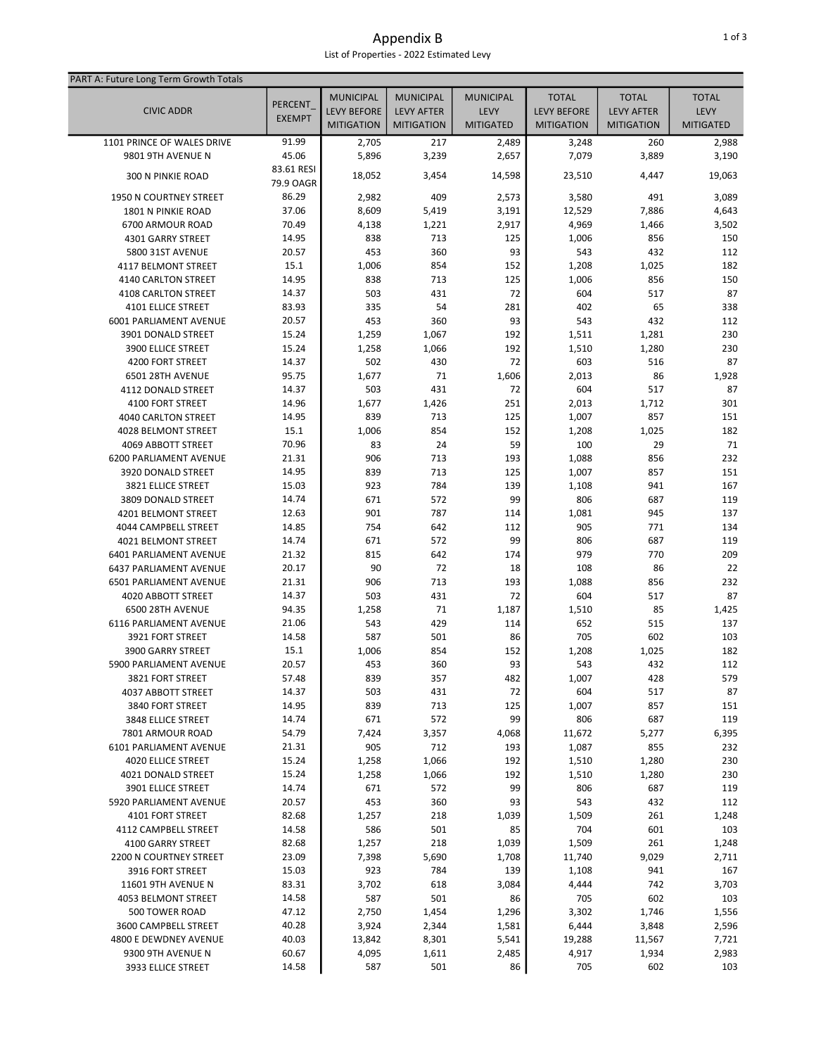# Appendix B

List of Properties - 2022 Estimated Levy

| PART A: Future Long Term Growth Totals | | | | | | | |
|---|---|---|---|---|---|---|---|
| CIVIC ADDR | PERCENT_ EXEMPT | MUNICIPAL LEVY BEFORE MITIGATION | MUNICIPAL LEVY AFTER MITIGATION | MUNICIPAL LEVY MITIGATED | TOTAL LEVY BEFORE MITIGATION | TOTAL LEVY AFTER MITIGATION | TOTAL LEVY MITIGATED |
| 1101 PRINCE OF WALES DRIVE | 91.99 | 2,705 | 217 | 2,489 | 3,248 | 260 | 2,988 |
| 9801 9TH AVENUE N | 45.06 | 5,896 | 3,239 | 2,657 | 7,079 | 3,889 | 3,190 |
| 300 N PINKIE ROAD | 83.61 RESI 79.9 OAGR | 18,052 | 3,454 | 14,598 | 23,510 | 4,447 | 19,063 |
| 1950 N COURTNEY STREET | 86.29 | 2,982 | 409 | 2,573 | 3,580 | 491 | 3,089 |
| 1801 N PINKIE ROAD | 37.06 | 8,609 | 5,419 | 3,191 | 12,529 | 7,886 | 4,643 |
| 6700 ARMOUR ROAD | 70.49 | 4,138 | 1,221 | 2,917 | 4,969 | 1,466 | 3,502 |
| 4301 GARRY STREET | 14.95 | 838 | 713 | 125 | 1,006 | 856 | 150 |
| 5800 31ST AVENUE | 20.57 | 453 | 360 | 93 | 543 | 432 | 112 |
| 4117 BELMONT STREET | 15.1 | 1,006 | 854 | 152 | 1,208 | 1,025 | 182 |
| 4140 CARLTON STREET | 14.95 | 838 | 713 | 125 | 1,006 | 856 | 150 |
| 4108 CARLTON STREET | 14.37 | 503 | 431 | 72 | 604 | 517 | 87 |
| 4101 ELLICE STREET | 83.93 | 335 | 54 | 281 | 402 | 65 | 338 |
| 6001 PARLIAMENT AVENUE | 20.57 | 453 | 360 | 93 | 543 | 432 | 112 |
| 3901 DONALD STREET | 15.24 | 1,259 | 1,067 | 192 | 1,511 | 1,281 | 230 |
| 3900 ELLICE STREET | 15.24 | 1,258 | 1,066 | 192 | 1,510 | 1,280 | 230 |
| 4200 FORT STREET | 14.37 | 502 | 430 | 72 | 603 | 516 | 87 |
| 6501 28TH AVENUE | 95.75 | 1,677 | 71 | 1,606 | 2,013 | 86 | 1,928 |
| 4112 DONALD STREET | 14.37 | 503 | 431 | 72 | 604 | 517 | 87 |
| 4100 FORT STREET | 14.96 | 1,677 | 1,426 | 251 | 2,013 | 1,712 | 301 |
| 4040 CARLTON STREET | 14.95 | 839 | 713 | 125 | 1,007 | 857 | 151 |
| 4028 BELMONT STREET | 15.1 | 1,006 | 854 | 152 | 1,208 | 1,025 | 182 |
| 4069 ABBOTT STREET | 70.96 | 83 | 24 | 59 | 100 | 29 | 71 |
| 6200 PARLIAMENT AVENUE | 21.31 | 906 | 713 | 193 | 1,088 | 856 | 232 |
| 3920 DONALD STREET | 14.95 | 839 | 713 | 125 | 1,007 | 857 | 151 |
| 3821 ELLICE STREET | 15.03 | 923 | 784 | 139 | 1,108 | 941 | 167 |
| 3809 DONALD STREET | 14.74 | 671 | 572 | 99 | 806 | 687 | 119 |
| 4201 BELMONT STREET | 12.63 | 901 | 787 | 114 | 1,081 | 945 | 137 |
| 4044 CAMPBELL STREET | 14.85 | 754 | 642 | 112 | 905 | 771 | 134 |
| 4021 BELMONT STREET | 14.74 | 671 | 572 | 99 | 806 | 687 | 119 |
| 6401 PARLIAMENT AVENUE | 21.32 | 815 | 642 | 174 | 979 | 770 | 209 |
| 6437 PARLIAMENT AVENUE | 20.17 | 90 | 72 | 18 | 108 | 86 | 22 |
| 6501 PARLIAMENT AVENUE | 21.31 | 906 | 713 | 193 | 1,088 | 856 | 232 |
| 4020 ABBOTT STREET | 14.37 | 503 | 431 | 72 | 604 | 517 | 87 |
| 6500 28TH AVENUE | 94.35 | 1,258 | 71 | 1,187 | 1,510 | 85 | 1,425 |
| 6116 PARLIAMENT AVENUE | 21.06 | 543 | 429 | 114 | 652 | 515 | 137 |
| 3921 FORT STREET | 14.58 | 587 | 501 | 86 | 705 | 602 | 103 |
| 3900 GARRY STREET | 15.1 | 1,006 | 854 | 152 | 1,208 | 1,025 | 182 |
| 5900 PARLIAMENT AVENUE | 20.57 | 453 | 360 | 93 | 543 | 432 | 112 |
| 3821 FORT STREET | 57.48 | 839 | 357 | 482 | 1,007 | 428 | 579 |
| 4037 ABBOTT STREET | 14.37 | 503 | 431 | 72 | 604 | 517 | 87 |
| 3840 FORT STREET | 14.95 | 839 | 713 | 125 | 1,007 | 857 | 151 |
| 3848 ELLICE STREET | 14.74 | 671 | 572 | 99 | 806 | 687 | 119 |
| 7801 ARMOUR ROAD | 54.79 | 7,424 | 3,357 | 4,068 | 11,672 | 5,277 | 6,395 |
| 6101 PARLIAMENT AVENUE | 21.31 | 905 | 712 | 193 | 1,087 | 855 | 232 |
| 4020 ELLICE STREET | 15.24 | 1,258 | 1,066 | 192 | 1,510 | 1,280 | 230 |
| 4021 DONALD STREET | 15.24 | 1,258 | 1,066 | 192 | 1,510 | 1,280 | 230 |
| 3901 ELLICE STREET | 14.74 | 671 | 572 | 99 | 806 | 687 | 119 |
| 5920 PARLIAMENT AVENUE | 20.57 | 453 | 360 | 93 | 543 | 432 | 112 |
| 4101 FORT STREET | 82.68 | 1,257 | 218 | 1,039 | 1,509 | 261 | 1,248 |
| 4112 CAMPBELL STREET | 14.58 | 586 | 501 | 85 | 704 | 601 | 103 |
| 4100 GARRY STREET | 82.68 | 1,257 | 218 | 1,039 | 1,509 | 261 | 1,248 |
| 2200 N COURTNEY STREET | 23.09 | 7,398 | 5,690 | 1,708 | 11,740 | 9,029 | 2,711 |
| 3916 FORT STREET | 15.03 | 923 | 784 | 139 | 1,108 | 941 | 167 |
| 11601 9TH AVENUE N | 83.31 | 3,702 | 618 | 3,084 | 4,444 | 742 | 3,703 |
| 4053 BELMONT STREET | 14.58 | 587 | 501 | 86 | 705 | 602 | 103 |
| 500 TOWER ROAD | 47.12 | 2,750 | 1,454 | 1,296 | 3,302 | 1,746 | 1,556 |
| 3600 CAMPBELL STREET | 40.28 | 3,924 | 2,344 | 1,581 | 6,444 | 3,848 | 2,596 |
| 4800 E DEWDNEY AVENUE | 40.03 | 13,842 | 8,301 | 5,541 | 19,288 | 11,567 | 7,721 |
| 9300 9TH AVENUE N | 60.67 | 4,095 | 1,611 | 2,485 | 4,917 | 1,934 | 2,983 |
| 3933 ELLICE STREET | 14.58 | 587 | 501 | 86 | 705 | 602 | 103 |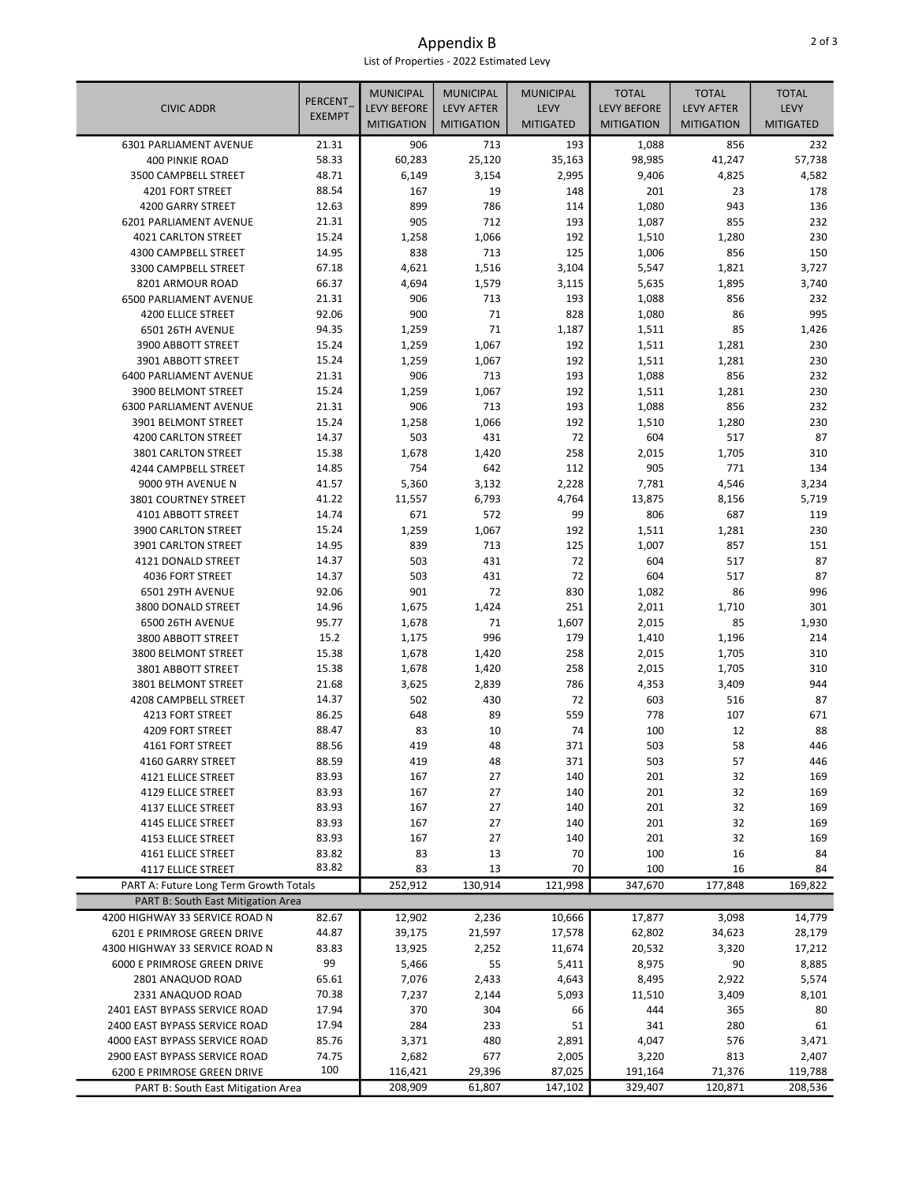# Appendix B

List of Properties - 2022 Estimated Levy

| CIVIC ADDR | PERCENT_EXEMPT | MUNICIPAL LEVY BEFORE MITIGATION | MUNICIPAL LEVY AFTER MITIGATION | MUNICIPAL LEVY MITIGATED | TOTAL LEVY BEFORE MITIGATION | TOTAL LEVY AFTER MITIGATION | TOTAL LEVY MITIGATED |
|---|---|---|---|---|---|---|---|
| 6301 PARLIAMENT AVENUE | 21.31 | 906 | 713 | 193 | 1,088 | 856 | 232 |
| 400 PINKIE ROAD | 58.33 | 60,283 | 25,120 | 35,163 | 98,985 | 41,247 | 57,738 |
| 3500 CAMPBELL STREET | 48.71 | 6,149 | 3,154 | 2,995 | 9,406 | 4,825 | 4,582 |
| 4201 FORT STREET | 88.54 | 167 | 19 | 148 | 201 | 23 | 178 |
| 4200 GARRY STREET | 12.63 | 899 | 786 | 114 | 1,080 | 943 | 136 |
| 6201 PARLIAMENT AVENUE | 21.31 | 905 | 712 | 193 | 1,087 | 855 | 232 |
| 4021 CARLTON STREET | 15.24 | 1,258 | 1,066 | 192 | 1,510 | 1,280 | 230 |
| 4300 CAMPBELL STREET | 14.95 | 838 | 713 | 125 | 1,006 | 856 | 150 |
| 3300 CAMPBELL STREET | 67.18 | 4,621 | 1,516 | 3,104 | 5,547 | 1,821 | 3,727 |
| 8201 ARMOUR ROAD | 66.37 | 4,694 | 1,579 | 3,115 | 5,635 | 1,895 | 3,740 |
| 6500 PARLIAMENT AVENUE | 21.31 | 906 | 713 | 193 | 1,088 | 856 | 232 |
| 4200 ELLICE STREET | 92.06 | 900 | 71 | 828 | 1,080 | 86 | 995 |
| 6501 26TH AVENUE | 94.35 | 1,259 | 71 | 1,187 | 1,511 | 85 | 1,426 |
| 3900 ABBOTT STREET | 15.24 | 1,259 | 1,067 | 192 | 1,511 | 1,281 | 230 |
| 3901 ABBOTT STREET | 15.24 | 1,259 | 1,067 | 192 | 1,511 | 1,281 | 230 |
| 6400 PARLIAMENT AVENUE | 21.31 | 906 | 713 | 193 | 1,088 | 856 | 232 |
| 3900 BELMONT STREET | 15.24 | 1,259 | 1,067 | 192 | 1,511 | 1,281 | 230 |
| 6300 PARLIAMENT AVENUE | 21.31 | 906 | 713 | 193 | 1,088 | 856 | 232 |
| 3901 BELMONT STREET | 15.24 | 1,258 | 1,066 | 192 | 1,510 | 1,280 | 230 |
| 4200 CARLTON STREET | 14.37 | 503 | 431 | 72 | 604 | 517 | 87 |
| 3801 CARLTON STREET | 15.38 | 1,678 | 1,420 | 258 | 2,015 | 1,705 | 310 |
| 4244 CAMPBELL STREET | 14.85 | 754 | 642 | 112 | 905 | 771 | 134 |
| 9000 9TH AVENUE N | 41.57 | 5,360 | 3,132 | 2,228 | 7,781 | 4,546 | 3,234 |
| 3801 COURTNEY STREET | 41.22 | 11,557 | 6,793 | 4,764 | 13,875 | 8,156 | 5,719 |
| 4101 ABBOTT STREET | 14.74 | 671 | 572 | 99 | 806 | 687 | 119 |
| 3900 CARLTON STREET | 15.24 | 1,259 | 1,067 | 192 | 1,511 | 1,281 | 230 |
| 3901 CARLTON STREET | 14.95 | 839 | 713 | 125 | 1,007 | 857 | 151 |
| 4121 DONALD STREET | 14.37 | 503 | 431 | 72 | 604 | 517 | 87 |
| 4036 FORT STREET | 14.37 | 503 | 431 | 72 | 604 | 517 | 87 |
| 6501 29TH AVENUE | 92.06 | 901 | 72 | 830 | 1,082 | 86 | 996 |
| 3800 DONALD STREET | 14.96 | 1,675 | 1,424 | 251 | 2,011 | 1,710 | 301 |
| 6500 26TH AVENUE | 95.77 | 1,678 | 71 | 1,607 | 2,015 | 85 | 1,930 |
| 3800 ABBOTT STREET | 15.2 | 1,175 | 996 | 179 | 1,410 | 1,196 | 214 |
| 3800 BELMONT STREET | 15.38 | 1,678 | 1,420 | 258 | 2,015 | 1,705 | 310 |
| 3801 ABBOTT STREET | 15.38 | 1,678 | 1,420 | 258 | 2,015 | 1,705 | 310 |
| 3801 BELMONT STREET | 21.68 | 3,625 | 2,839 | 786 | 4,353 | 3,409 | 944 |
| 4208 CAMPBELL STREET | 14.37 | 502 | 430 | 72 | 603 | 516 | 87 |
| 4213 FORT STREET | 86.25 | 648 | 89 | 559 | 778 | 107 | 671 |
| 4209 FORT STREET | 88.47 | 83 | 10 | 74 | 100 | 12 | 88 |
| 4161 FORT STREET | 88.56 | 419 | 48 | 371 | 503 | 58 | 446 |
| 4160 GARRY STREET | 88.59 | 419 | 48 | 371 | 503 | 57 | 446 |
| 4121 ELLICE STREET | 83.93 | 167 | 27 | 140 | 201 | 32 | 169 |
| 4129 ELLICE STREET | 83.93 | 167 | 27 | 140 | 201 | 32 | 169 |
| 4137 ELLICE STREET | 83.93 | 167 | 27 | 140 | 201 | 32 | 169 |
| 4145 ELLICE STREET | 83.93 | 167 | 27 | 140 | 201 | 32 | 169 |
| 4153 ELLICE STREET | 83.93 | 167 | 27 | 140 | 201 | 32 | 169 |
| 4161 ELLICE STREET | 83.82 | 83 | 13 | 70 | 100 | 16 | 84 |
| 4117 ELLICE STREET | 83.82 | 83 | 13 | 70 | 100 | 16 | 84 |
| PART A: Future Long Term Growth Totals | | 252,912 | 130,914 | 121,998 | 347,670 | 177,848 | 169,822 |
| PART B: South East Mitigation Area | | | | | | | |
| 4200 HIGHWAY 33 SERVICE ROAD N | 82.67 | 12,902 | 2,236 | 10,666 | 17,877 | 3,098 | 14,779 |
| 6201 E PRIMROSE GREEN DRIVE | 44.87 | 39,175 | 21,597 | 17,578 | 62,802 | 34,623 | 28,179 |
| 4300 HIGHWAY 33 SERVICE ROAD N | 83.83 | 13,925 | 2,252 | 11,674 | 20,532 | 3,320 | 17,212 |
| 6000 E PRIMROSE GREEN DRIVE | 99 | 5,466 | 55 | 5,411 | 8,975 | 90 | 8,885 |
| 2801 ANAQUOD ROAD | 65.61 | 7,076 | 2,433 | 4,643 | 8,495 | 2,922 | 5,574 |
| 2331 ANAQUOD ROAD | 70.38 | 7,237 | 2,144 | 5,093 | 11,510 | 3,409 | 8,101 |
| 2401 EAST BYPASS SERVICE ROAD | 17.94 | 370 | 304 | 66 | 444 | 365 | 80 |
| 2400 EAST BYPASS SERVICE ROAD | 17.94 | 284 | 233 | 51 | 341 | 280 | 61 |
| 4000 EAST BYPASS SERVICE ROAD | 85.76 | 3,371 | 480 | 2,891 | 4,047 | 576 | 3,471 |
| 2900 EAST BYPASS SERVICE ROAD | 74.75 | 2,682 | 677 | 2,005 | 3,220 | 813 | 2,407 |
| 6200 E PRIMROSE GREEN DRIVE | 100 | 116,421 | 29,396 | 87,025 | 191,164 | 71,376 | 119,788 |
| PART B: South East Mitigation Area | | 208,909 | 61,807 | 147,102 | 329,407 | 120,871 | 208,536 |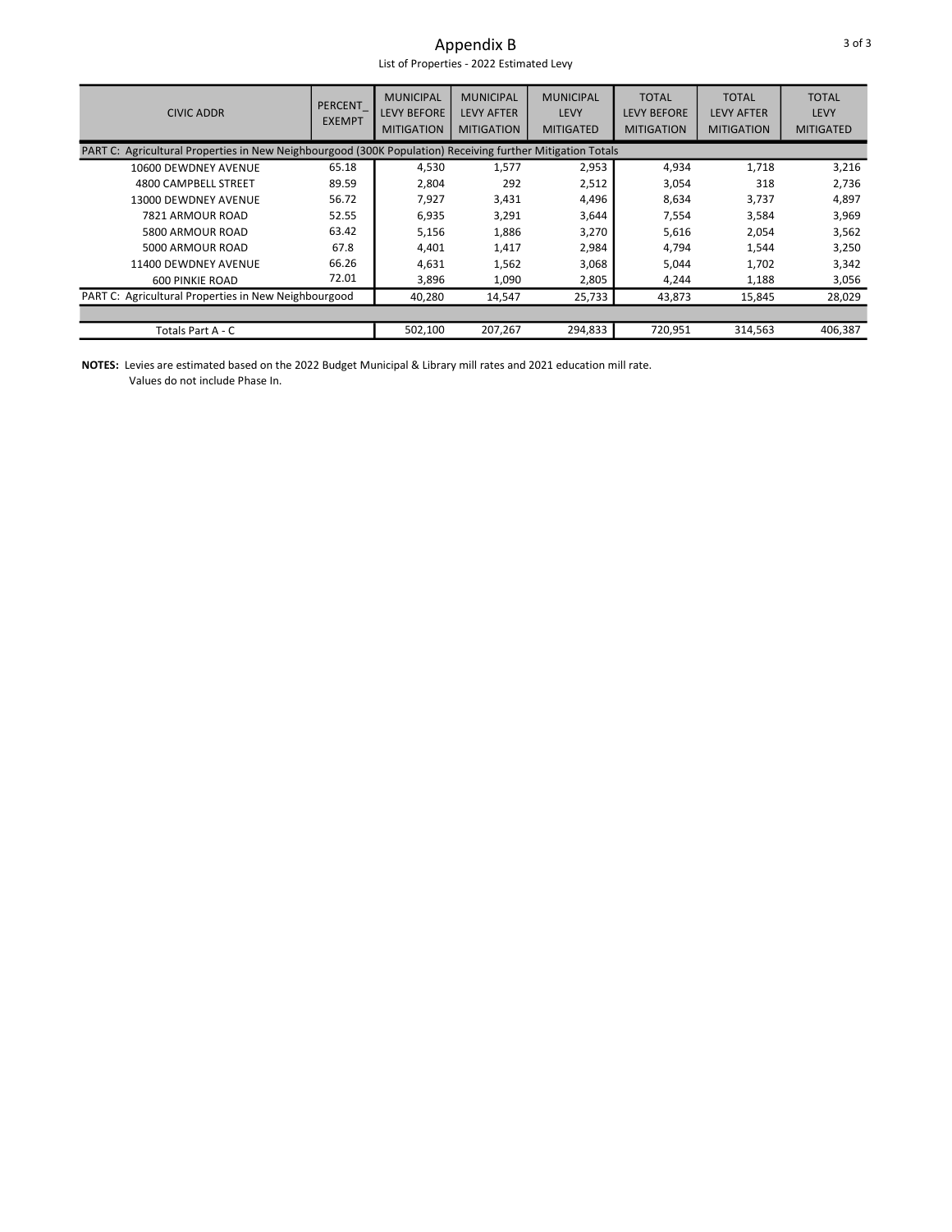# Appendix B

List of Properties - 2022 Estimated Levy

| CIVIC ADDR | PERCENT_EXEMPT | MUNICIPAL LEVY BEFORE MITIGATION | MUNICIPAL LEVY AFTER MITIGATION | MUNICIPAL LEVY MITIGATED | TOTAL LEVY BEFORE MITIGATION | TOTAL LEVY AFTER MITIGATION | TOTAL LEVY MITIGATED |
|---|---|---|---|---|---|---|---|
| PART C: Agricultural Properties in New Neighbourgood (300K Population) Receiving further Mitigation Totals | | | | | | | |
| 10600 DEWDNEY AVENUE | 65.18 | 4,530 | 1,577 | 2,953 | 4,934 | 1,718 | 3,216 |
| 4800 CAMPBELL STREET | 89.59 | 2,804 | 292 | 2,512 | 3,054 | 318 | 2,736 |
| 13000 DEWDNEY AVENUE | 56.72 | 7,927 | 3,431 | 4,496 | 8,634 | 3,737 | 4,897 |
| 7821 ARMOUR ROAD | 52.55 | 6,935 | 3,291 | 3,644 | 7,554 | 3,584 | 3,969 |
| 5800 ARMOUR ROAD | 63.42 | 5,156 | 1,886 | 3,270 | 5,616 | 2,054 | 3,562 |
| 5000 ARMOUR ROAD | 67.8 | 4,401 | 1,417 | 2,984 | 4,794 | 1,544 | 3,250 |
| 11400 DEWDNEY AVENUE | 66.26 | 4,631 | 1,562 | 3,068 | 5,044 | 1,702 | 3,342 |
| 600 PINKIE ROAD | 72.01 | 3,896 | 1,090 | 2,805 | 4,244 | 1,188 | 3,056 |
| PART C: Agricultural Properties in New Neighbourgood | | 40,280 | 14,547 | 25,733 | 43,873 | 15,845 | 28,029 |
| | | | | | | | |
| Totals Part A - C | | 502,100 | 207,267 | 294,833 | 720,951 | 314,563 | 406,387 |

**NOTES:** Levies are estimated based on the 2022 Budget Municipal & Library mill rates and 2021 education mill rate.
Values do not include Phase In.